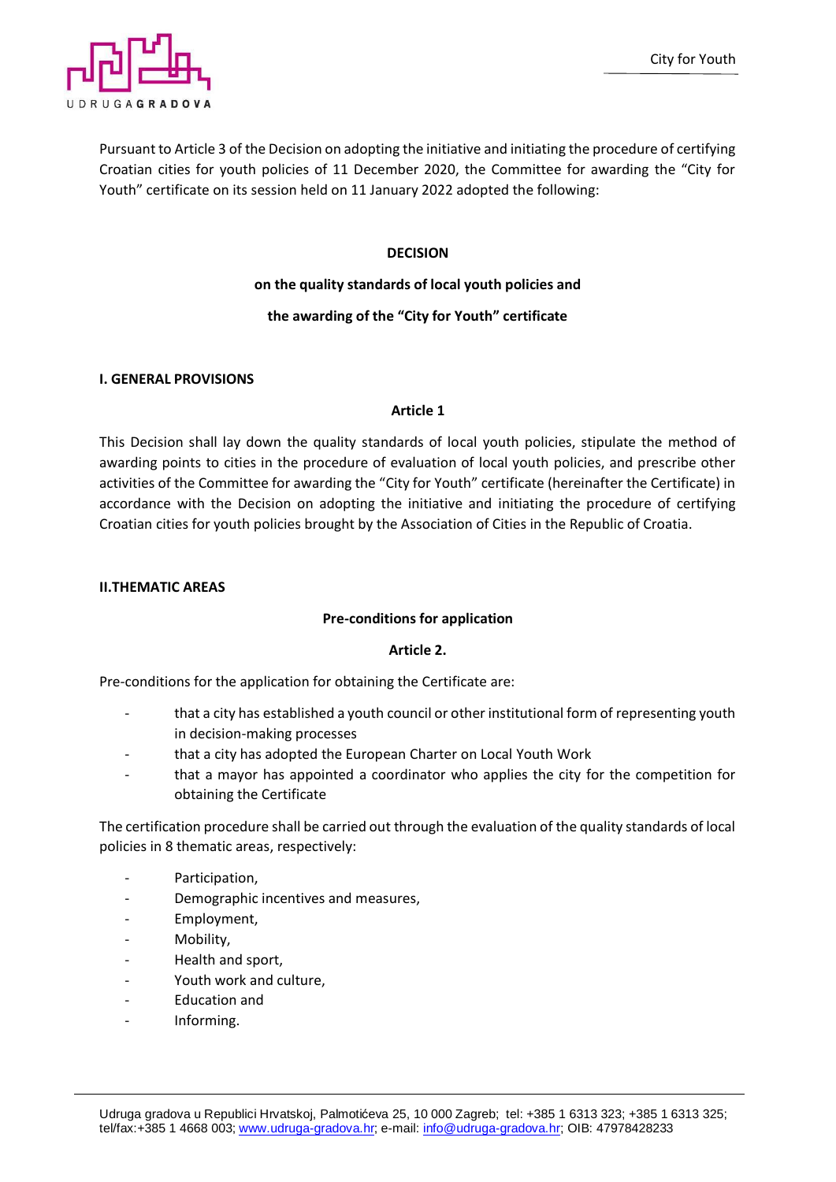Pursuant to Article 3 of the Decision on adopting the initiative and initiating the procedure of certifying Croatian cities for youth policies of 11 December 2020, the Committee for awarding the "City for Youth" certificate on its session held on 11 January 2022 adopted the following:

# DECISION

# on the quality standards of local youth policies and

# the awarding of the "City for Youth" certificate

## I. GENERAL PROVISIONS

### Article 1

This Decision shall lay down the quality standards of local youth policies, stipulate the method of awarding points to cities in the procedure of evaluation of local youth policies, and prescribe other activities of the Committee for awarding the "City for Youth" certificate (hereinafter the Certificate) in accordance with the Decision on adopting the initiative and initiating the procedure of certifying Croatian cities for youth policies brought by the Association of Cities in the Republic of Croatia.

## II.THEMATIC AREAS

### Pre-conditions for application

### Article 2.

Pre-conditions for the application for obtaining the Certificate are:

- that a city has established a youth council or other institutional form of representing youth in decision-making processes
- that a city has adopted the European Charter on Local Youth Work
- that a mayor has appointed a coordinator who applies the city for the competition for obtaining the Certificate

The certification procedure shall be carried out through the evaluation of the quality standards of local policies in 8 thematic areas, respectively:

- Participation,
- Demographic incentives and measures,
- Employment,
- Mobility,
- Health and sport,
- Youth work and culture,
- Education and
- Informing.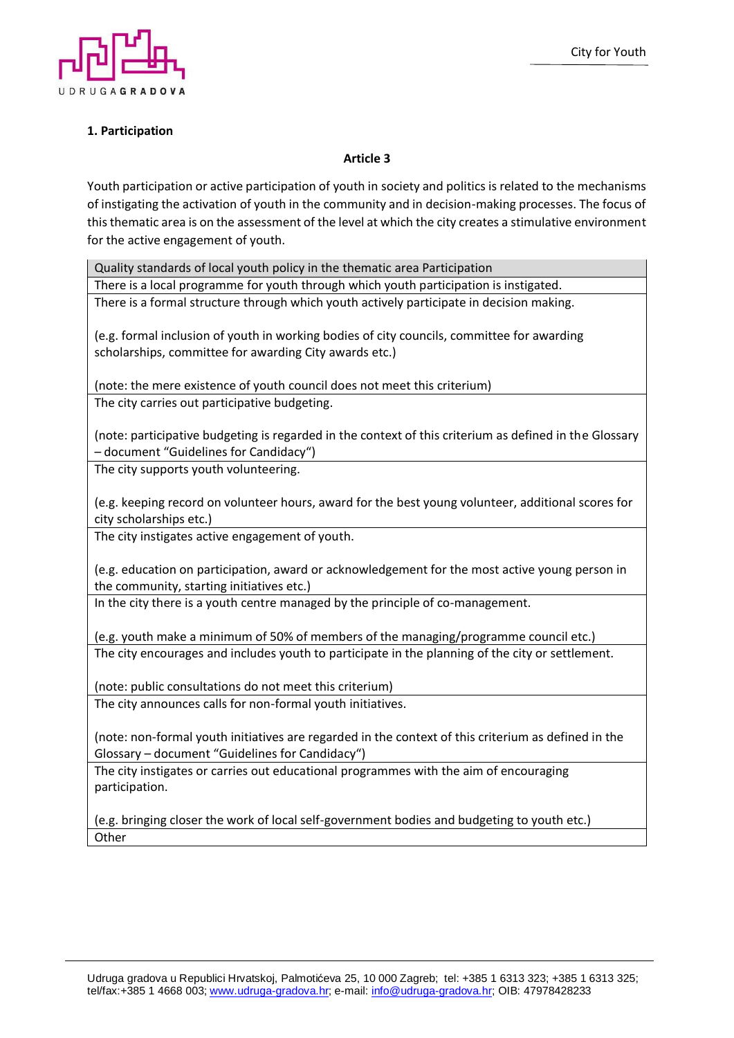### 1. Participation

**Article 3**

Youth participation or active participation of youth in society and politics is related to the mechanisms of instigating the activation of youth in the community and in decision-making processes. The focus of this thematic area is on the assessment of the level at which the city creates a stimulative environment for the active engagement of youth.

| Quality standards of local youth policy in the thematic area Participation |
|---|
| There is a local programme for youth through which youth participation is instigated. |
| There is a formal structure through which youth actively participate in decision making.<br><br>(e.g. formal inclusion of youth in working bodies of city councils, committee for awarding scholarships, committee for awarding City awards etc.)<br><br>(note: the mere existence of youth council does not meet this criterium) |
| The city carries out participative budgeting.<br><br>(note: participative budgeting is regarded in the context of this criterium as defined in the Glossary – document "Guidelines for Candidacy") |
| The city supports youth volunteering.<br><br>(e.g. keeping record on volunteer hours, award for the best young volunteer, additional scores for city scholarships etc.) |
| The city instigates active engagement of youth.<br><br>(e.g. education on participation, award or acknowledgement for the most active young person in the community, starting initiatives etc.) |
| In the city there is a youth centre managed by the principle of co-management.<br><br>(e.g. youth make a minimum of 50% of members of the managing/programme council etc.) |
| The city encourages and includes youth to participate in the planning of the city or settlement.<br><br>(note: public consultations do not meet this criterium) |
| The city announces calls for non-formal youth initiatives.<br><br>(note: non-formal youth initiatives are regarded in the context of this criterium as defined in the Glossary – document "Guidelines for Candidacy") |
| The city instigates or carries out educational programmes with the aim of encouraging participation.<br><br>(e.g. bringing closer the work of local self-government bodies and budgeting to youth etc.) |
| Other |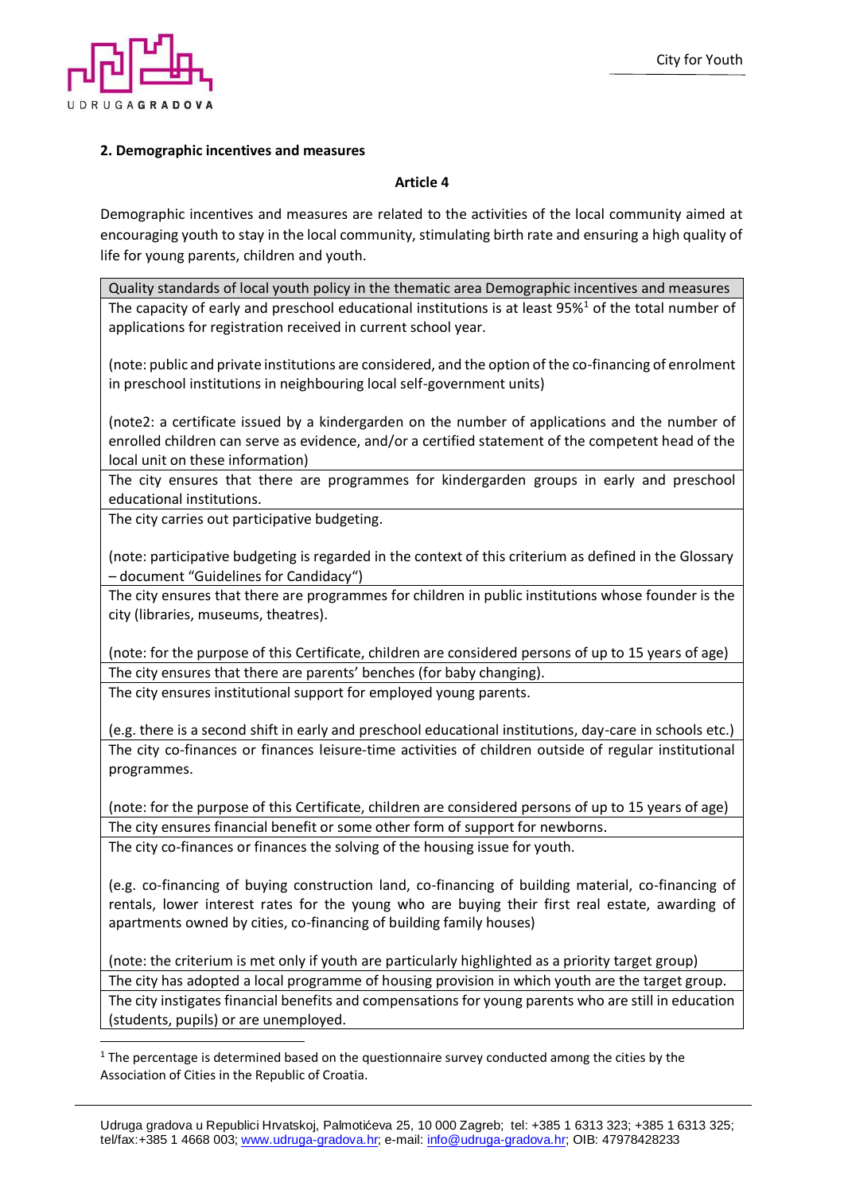## 2. Demographic incentives and measures

### Article 4

Demographic incentives and measures are related to the activities of the local community aimed at encouraging youth to stay in the local community, stimulating birth rate and ensuring a high quality of life for young parents, children and youth.

| Quality standards of local youth policy in the thematic area Demographic incentives and measures |
|---|
| The capacity of early and preschool educational institutions is at least 95%[1] of the total number of applications for registration received in current school year.<br><br>(note: public and private institutions are considered, and the option of the co-financing of enrolment in preschool institutions in neighbouring local self-government units)<br><br>(note2: a certificate issued by a kindergarden on the number of applications and the number of enrolled children can serve as evidence, and/or a certified statement of the competent head of the local unit on these information) |
| The city ensures that there are programmes for kindergarden groups in early and preschool educational institutions. |
| The city carries out participative budgeting.<br><br>(note: participative budgeting is regarded in the context of this criterium as defined in the Glossary – document "Guidelines for Candidacy") |
| The city ensures that there are programmes for children in public institutions whose founder is the city (libraries, museums, theatres).<br><br>(note: for the purpose of this Certificate, children are considered persons of up to 15 years of age) |
| The city ensures that there are parents' benches (for baby changing). |
| The city ensures institutional support for employed young parents.<br><br>(e.g. there is a second shift in early and preschool educational institutions, day-care in schools etc.) |
| The city co-finances or finances leisure-time activities of children outside of regular institutional programmes.<br><br>(note: for the purpose of this Certificate, children are considered persons of up to 15 years of age) |
| The city ensures financial benefit or some other form of support for newborns. |
| The city co-finances or finances the solving of the housing issue for youth.<br><br>(e.g. co-financing of buying construction land, co-financing of building material, co-financing of rentals, lower interest rates for the young who are buying their first real estate, awarding of apartments owned by cities, co-financing of building family houses)<br><br>(note: the criterium is met only if youth are particularly highlighted as a priority target group) |
| The city has adopted a local programme of housing provision in which youth are the target group. |
| The city instigates financial benefits and compensations for young parents who are still in education (students, pupils) or are unemployed. |

[1] The percentage is determined based on the questionnaire survey conducted among the cities by the Association of Cities in the Republic of Croatia.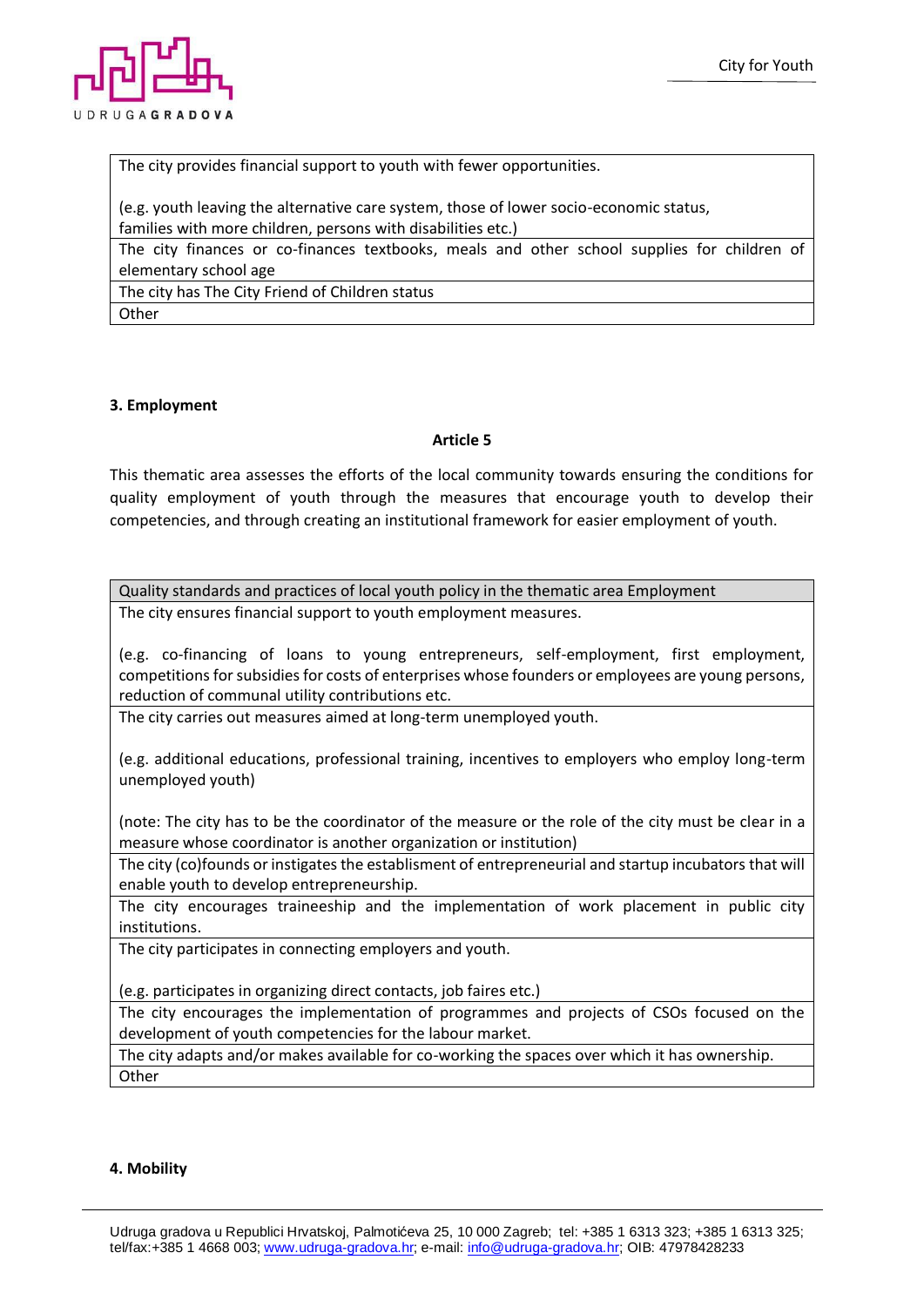| The city provides financial support to youth with fewer opportunities.<br><br>(e.g. youth leaving the alternative care system, those of lower socio-economic status, families with more children, persons with disabilities etc.) |
|---|
| The city finances or co-finances textbooks, meals and other school supplies for children of elementary school age |
| The city has The City Friend of Children status |
| Other |

**3. Employment**

**Article 5**

This thematic area assesses the efforts of the local community towards ensuring the conditions for quality employment of youth through the measures that encourage youth to develop their competencies, and through creating an institutional framework for easier employment of youth.

| Quality standards and practices of local youth policy in the thematic area Employment |
|---|
| The city ensures financial support to youth employment measures.<br><br>(e.g. co-financing of loans to young entrepreneurs, self-employment, first employment, competitions for subsidies for costs of enterprises whose founders or employees are young persons, reduction of communal utility contributions etc. |
| The city carries out measures aimed at long-term unemployed youth.<br><br>(e.g. additional educations, professional training, incentives to employers who employ long-term unemployed youth)<br><br>(note: The city has to be the coordinator of the measure or the role of the city must be clear in a measure whose coordinator is another organization or institution) |
| The city (co)founds or instigates the establisment of entrepreneurial and startup incubators that will enable youth to develop entrepreneurship. |
| The city encourages traineeship and the implementation of work placement in public city institutions. |
| The city participates in connecting employers and youth.<br><br>(e.g. participates in organizing direct contacts, job faires etc.) |
| The city encourages the implementation of programmes and projects of CSOs focused on the development of youth competencies for the labour market. |
| The city adapts and/or makes available for co-working the spaces over which it has ownership. |
| Other |

**4. Mobility**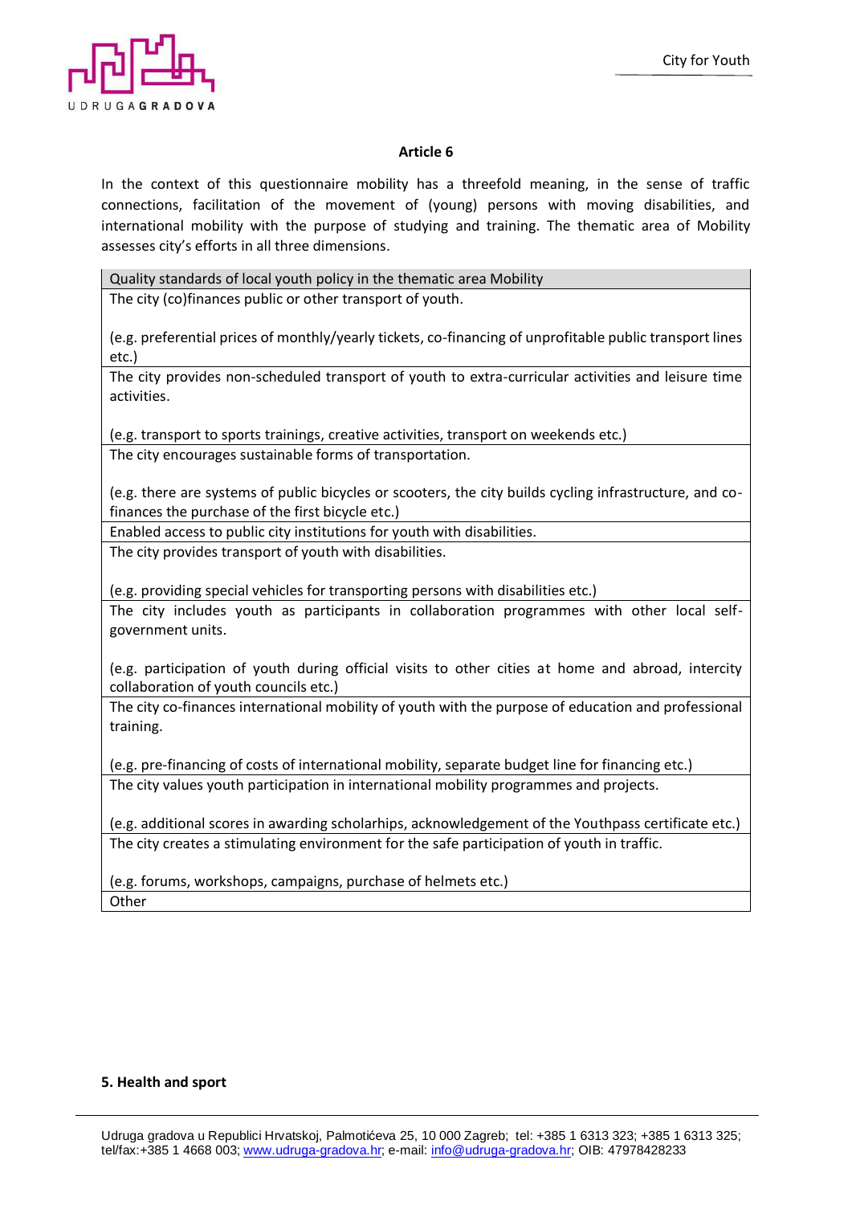**Article 6**

In the context of this questionnaire mobility has a threefold meaning, in the sense of traffic connections, facilitation of the movement of (young) persons with moving disabilities, and international mobility with the purpose of studying and training. The thematic area of Mobility assesses city's efforts in all three dimensions.

| Quality standards of local youth policy in the thematic area Mobility |
|---|
| The city (co)finances public or other transport of youth.<br><br>(e.g. preferential prices of monthly/yearly tickets, co-financing of unprofitable public transport lines etc.) |
| The city provides non-scheduled transport of youth to extra-curricular activities and leisure time activities.<br><br>(e.g. transport to sports trainings, creative activities, transport on weekends etc.) |
| The city encourages sustainable forms of transportation.<br><br>(e.g. there are systems of public bicycles or scooters, the city builds cycling infrastructure, and co-finances the purchase of the first bicycle etc.) |
| Enabled access to public city institutions for youth with disabilities. |
| The city provides transport of youth with disabilities.<br><br>(e.g. providing special vehicles for transporting persons with disabilities etc.) |
| The city includes youth as participants in collaboration programmes with other local self-government units.<br><br>(e.g. participation of youth during official visits to other cities at home and abroad, intercity collaboration of youth councils etc.) |
| The city co-finances international mobility of youth with the purpose of education and professional training.<br><br>(e.g. pre-financing of costs of international mobility, separate budget line for financing etc.) |
| The city values youth participation in international mobility programmes and projects.<br><br>(e.g. additional scores in awarding scholarhips, acknowledgement of the Youthpass certificate etc.) |
| The city creates a stimulating environment for the safe participation of youth in traffic.<br><br>(e.g. forums, workshops, campaigns, purchase of helmets etc.) |
| Other |

**5. Health and sport**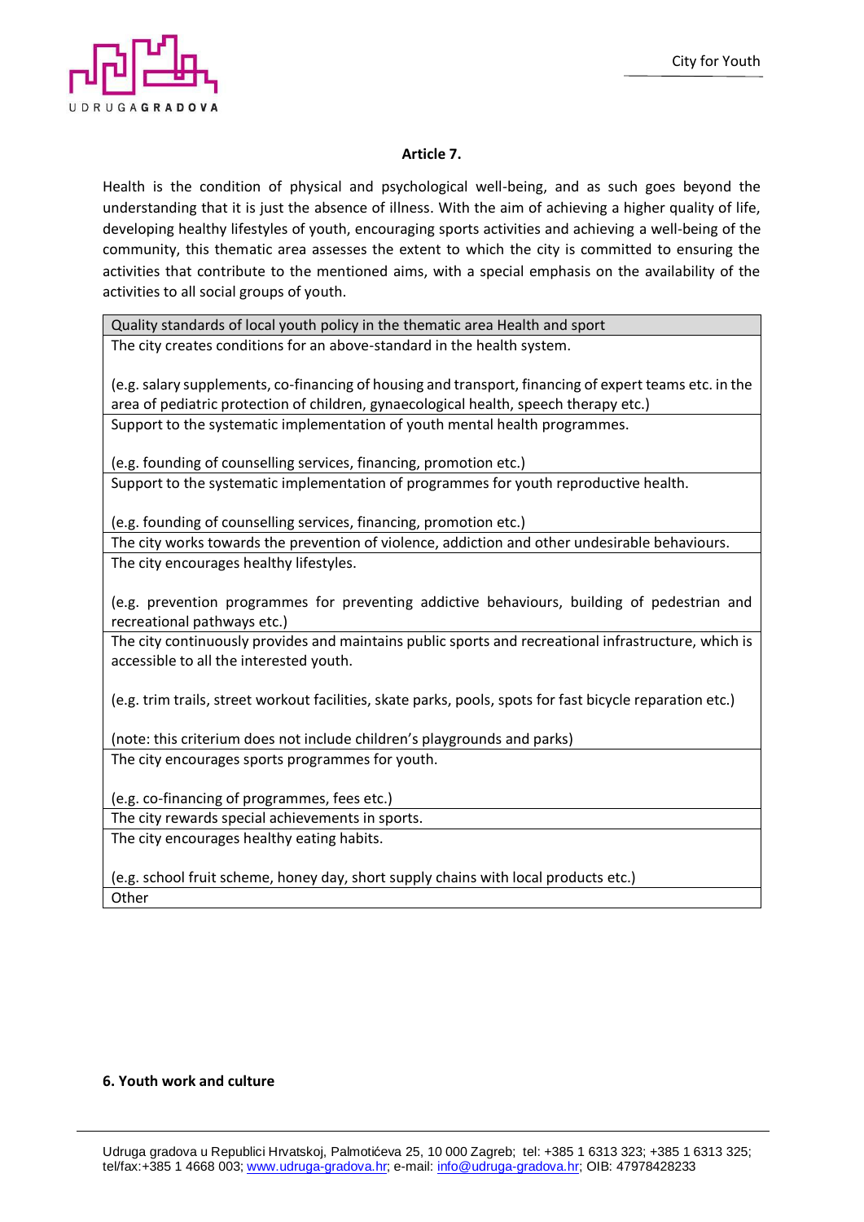### Article 7.

Health is the condition of physical and psychological well-being, and as such goes beyond the understanding that it is just the absence of illness. With the aim of achieving a higher quality of life, developing healthy lifestyles of youth, encouraging sports activities and achieving a well-being of the community, this thematic area assesses the extent to which the city is committed to ensuring the activities that contribute to the mentioned aims, with a special emphasis on the availability of the activities to all social groups of youth.

| Quality standards of local youth policy in the thematic area Health and sport |
|---|
| The city creates conditions for an above-standard in the health system.<br><br>(e.g. salary supplements, co-financing of housing and transport, financing of expert teams etc. in the area of pediatric protection of children, gynaecological health, speech therapy etc.) |
| Support to the systematic implementation of youth mental health programmes.<br><br>(e.g. founding of counselling services, financing, promotion etc.) |
| Support to the systematic implementation of programmes for youth reproductive health.<br><br>(e.g. founding of counselling services, financing, promotion etc.) |
| The city works towards the prevention of violence, addiction and other undesirable behaviours. |
| The city encourages healthy lifestyles.<br><br>(e.g. prevention programmes for preventing addictive behaviours, building of pedestrian and recreational pathways etc.) |
| The city continuously provides and maintains public sports and recreational infrastructure, which is accessible to all the interested youth.<br><br>(e.g. trim trails, street workout facilities, skate parks, pools, spots for fast bicycle reparation etc.)<br><br>(note: this criterium does not include children's playgrounds and parks) |
| The city encourages sports programmes for youth.<br><br>(e.g. co-financing of programmes, fees etc.) |
| The city rewards special achievements in sports. |
| The city encourages healthy eating habits.<br><br>(e.g. school fruit scheme, honey day, short supply chains with local products etc.) |
| Other |

**6. Youth work and culture**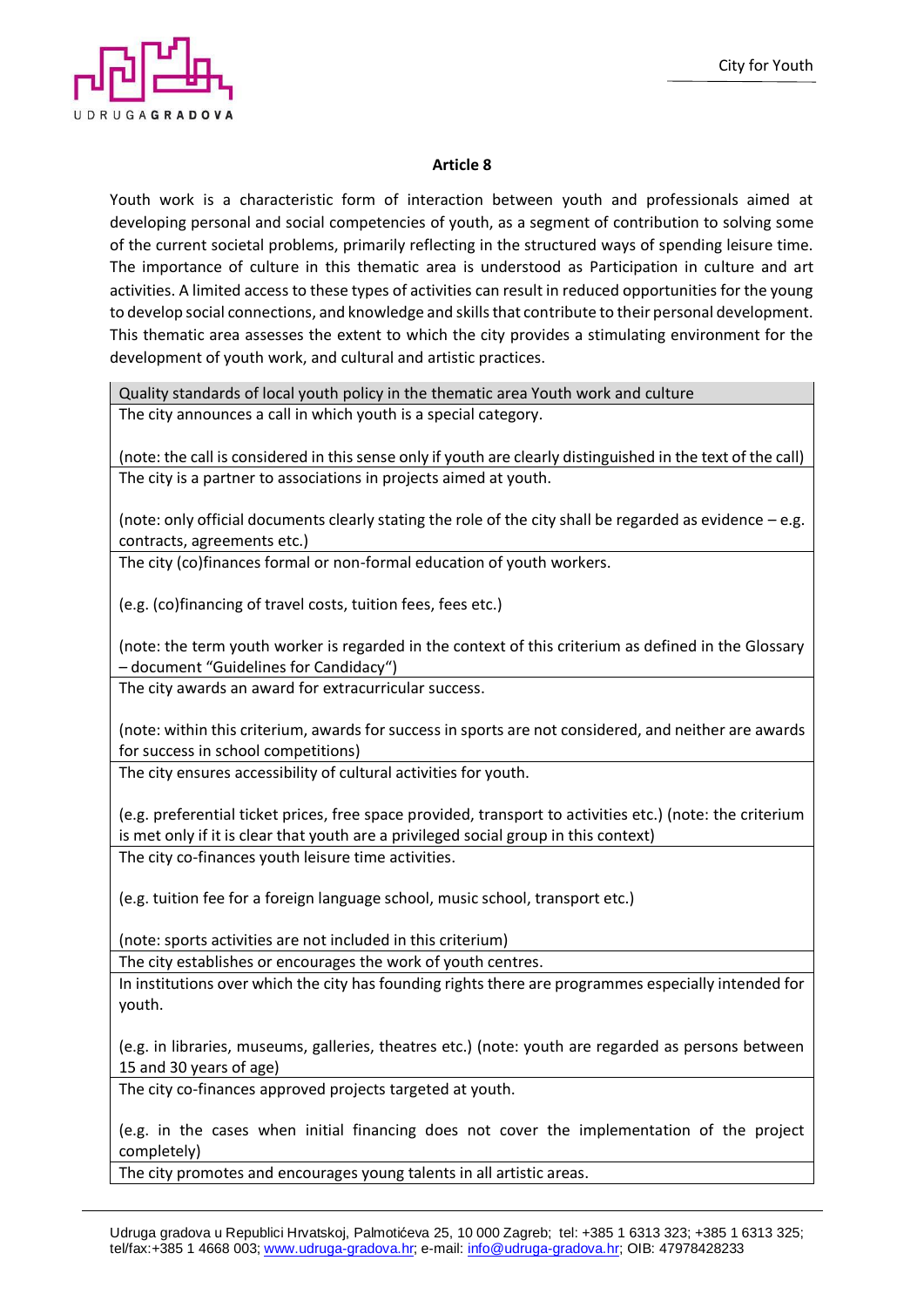### Article 8

Youth work is a characteristic form of interaction between youth and professionals aimed at developing personal and social competencies of youth, as a segment of contribution to solving some of the current societal problems, primarily reflecting in the structured ways of spending leisure time. The importance of culture in this thematic area is understood as Participation in culture and art activities. A limited access to these types of activities can result in reduced opportunities for the young to develop social connections, and knowledge and skills that contribute to their personal development. This thematic area assesses the extent to which the city provides a stimulating environment for the development of youth work, and cultural and artistic practices.

| Quality standards of local youth policy in the thematic area Youth work and culture |
|---|
| The city announces a call in which youth is a special category.<br><br>(note: the call is considered in this sense only if youth are clearly distinguished in the text of the call) |
| The city is a partner to associations in projects aimed at youth.<br><br>(note: only official documents clearly stating the role of the city shall be regarded as evidence – e.g. contracts, agreements etc.) |
| The city (co)finances formal or non-formal education of youth workers.<br><br>(e.g. (co)financing of travel costs, tuition fees, fees etc.)<br><br>(note: the term youth worker is regarded in the context of this criterium as defined in the Glossary – document "Guidelines for Candidacy") |
| The city awards an award for extracurricular success.<br><br>(note: within this criterium, awards for success in sports are not considered, and neither are awards for success in school competitions) |
| The city ensures accessibility of cultural activities for youth.<br><br>(e.g. preferential ticket prices, free space provided, transport to activities etc.) (note: the criterium is met only if it is clear that youth are a privileged social group in this context) |
| The city co-finances youth leisure time activities.<br><br>(e.g. tuition fee for a foreign language school, music school, transport etc.)<br><br>(note: sports activities are not included in this criterium) |
| The city establishes or encourages the work of youth centres. |
| In institutions over which the city has founding rights there are programmes especially intended for youth.<br><br>(e.g. in libraries, museums, galleries, theatres etc.) (note: youth are regarded as persons between 15 and 30 years of age) |
| The city co-finances approved projects targeted at youth.<br><br>(e.g. in the cases when initial financing does not cover the implementation of the project completely) |
| The city promotes and encourages young talents in all artistic areas. |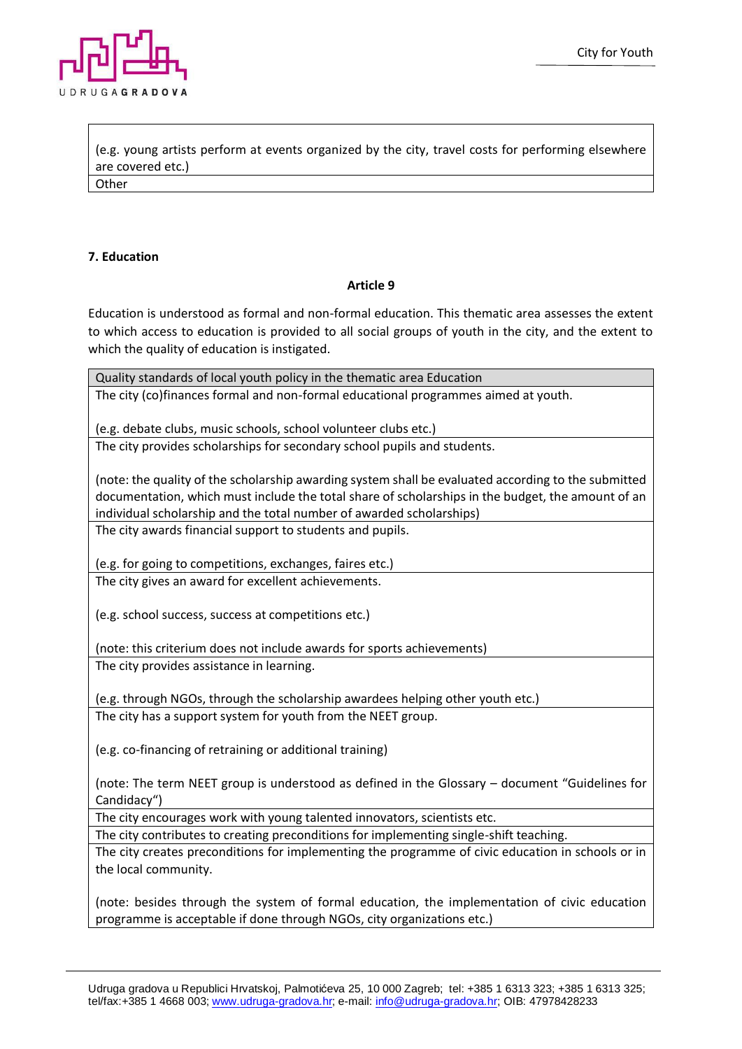| |
|---|
| (e.g. young artists perform at events organized by the city, travel costs for performing elsewhere are covered etc.) |
| Other |

**7. Education**

**Article 9**

Education is understood as formal and non-formal education. This thematic area assesses the extent to which access to education is provided to all social groups of youth in the city, and the extent to which the quality of education is instigated.

| Quality standards of local youth policy in the thematic area Education |
|---|
| The city (co)finances formal and non-formal educational programmes aimed at youth.<br><br>(e.g. debate clubs, music schools, school volunteer clubs etc.) |
| The city provides scholarships for secondary school pupils and students.<br><br>(note: the quality of the scholarship awarding system shall be evaluated according to the submitted documentation, which must include the total share of scholarships in the budget, the amount of an individual scholarship and the total number of awarded scholarships) |
| The city awards financial support to students and pupils.<br><br>(e.g. for going to competitions, exchanges, faires etc.) |
| The city gives an award for excellent achievements.<br><br>(e.g. school success, success at competitions etc.)<br><br>(note: this criterium does not include awards for sports achievements) |
| The city provides assistance in learning.<br><br>(e.g. through NGOs, through the scholarship awardees helping other youth etc.) |
| The city has a support system for youth from the NEET group.<br><br>(e.g. co-financing of retraining or additional training)<br><br>(note: The term NEET group is understood as defined in the Glossary – document “Guidelines for Candidacy“) |
| The city encourages work with young talented innovators, scientists etc. |
| The city contributes to creating preconditions for implementing single-shift teaching. |
| The city creates preconditions for implementing the programme of civic education in schools or in the local community.<br><br>(note: besides through the system of formal education, the implementation of civic education programme is acceptable if done through NGOs, city organizations etc.) |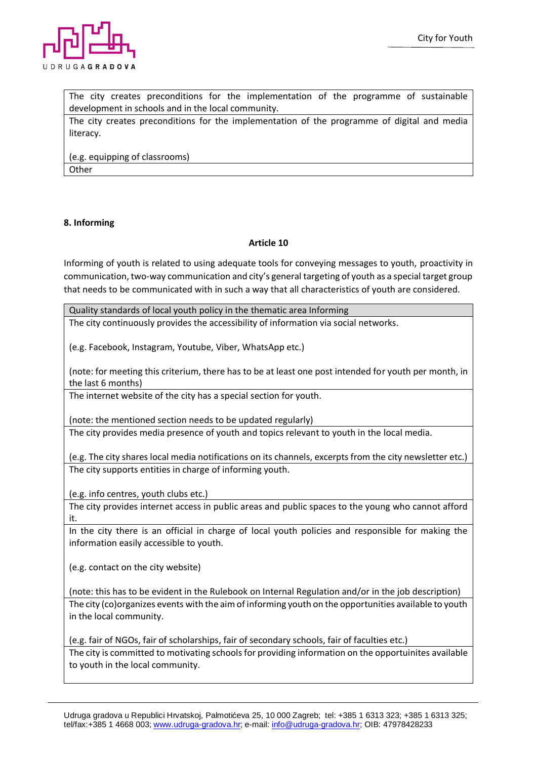| The city creates preconditions for the implementation of the programme of sustainable development in schools and in the local community. |
|---|
| The city creates preconditions for the implementation of the programme of digital and media literacy.<br><br>(e.g. equipping of classrooms) |
| Other |

**8. Informing**

**Article 10**

Informing of youth is related to using adequate tools for conveying messages to youth, proactivity in communication, two-way communication and city's general targeting of youth as a special target group that needs to be communicated with in such a way that all characteristics of youth are considered.

| Quality standards of local youth policy in the thematic area Informing |
|---|
| The city continuously provides the accessibility of information via social networks.<br><br>(e.g. Facebook, Instagram, Youtube, Viber, WhatsApp etc.)<br><br>(note: for meeting this criterium, there has to be at least one post intended for youth per month, in the last 6 months) |
| The internet website of the city has a special section for youth.<br><br>(note: the mentioned section needs to be updated regularly) |
| The city provides media presence of youth and topics relevant to youth in the local media.<br><br>(e.g. The city shares local media notifications on its channels, excerpts from the city newsletter etc.) |
| The city supports entities in charge of informing youth.<br><br>(e.g. info centres, youth clubs etc.) |
| The city provides internet access in public areas and public spaces to the young who cannot afford it. |
| In the city there is an official in charge of local youth policies and responsible for making the information easily accessible to youth.<br><br>(e.g. contact on the city website)<br><br>(note: this has to be evident in the Rulebook on Internal Regulation and/or in the job description) |
| The city (co)organizes events with the aim of informing youth on the opportunities available to youth in the local community.<br><br>(e.g. fair of NGOs, fair of scholarships, fair of secondary schools, fair of faculties etc.) |
| The city is committed to motivating schools for providing information on the opportuinites available to youth in the local community. |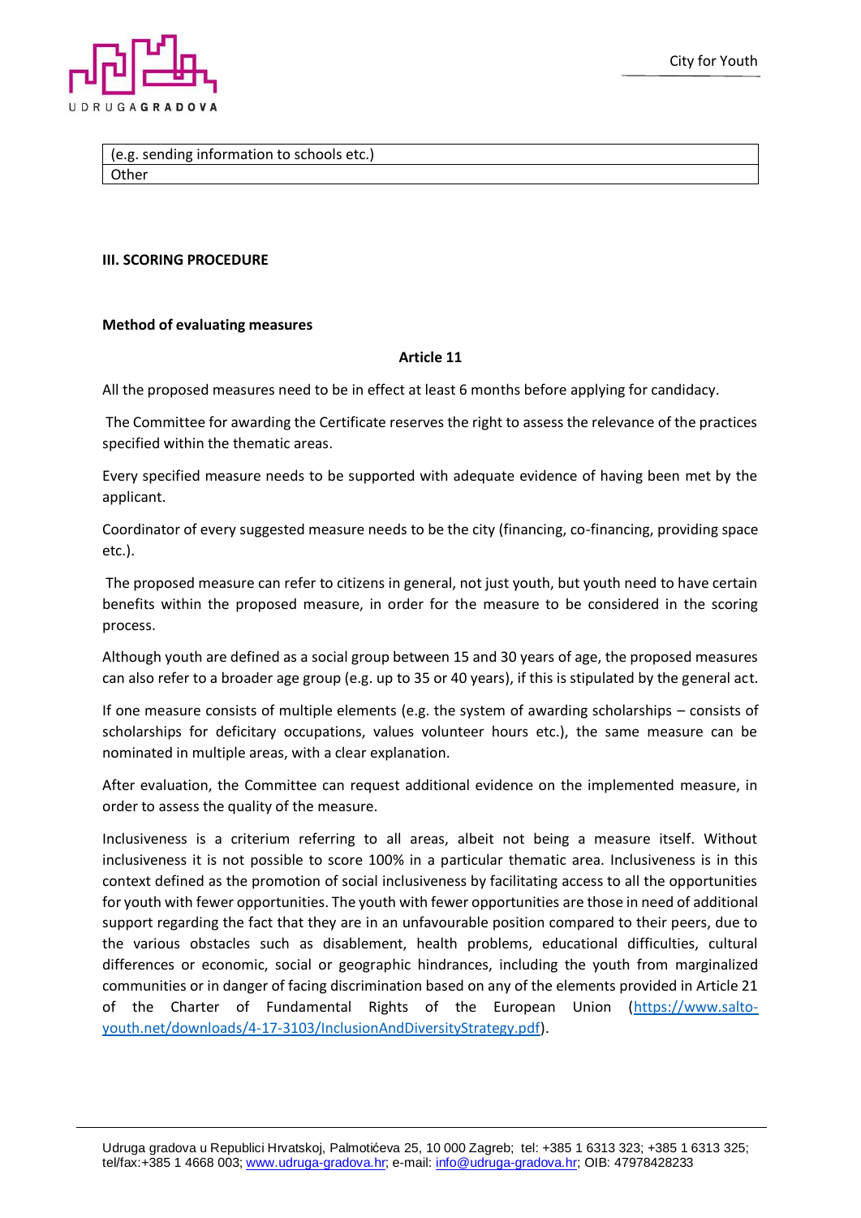| (e.g. sending information to schools etc.) |
|---|
| Other |

**III. SCORING PROCEDURE**

**Method of evaluating measures**

**Article 11**

All the proposed measures need to be in effect at least 6 months before applying for candidacy.

The Committee for awarding the Certificate reserves the right to assess the relevance of the practices specified within the thematic areas.

Every specified measure needs to be supported with adequate evidence of having been met by the applicant.

Coordinator of every suggested measure needs to be the city (financing, co-financing, providing space etc.).

The proposed measure can refer to citizens in general, not just youth, but youth need to have certain benefits within the proposed measure, in order for the measure to be considered in the scoring process.

Although youth are defined as a social group between 15 and 30 years of age, the proposed measures can also refer to a broader age group (e.g. up to 35 or 40 years), if this is stipulated by the general act.

If one measure consists of multiple elements (e.g. the system of awarding scholarships – consists of scholarships for deficitary occupations, values volunteer hours etc.), the same measure can be nominated in multiple areas, with a clear explanation.

After evaluation, the Committee can request additional evidence on the implemented measure, in order to assess the quality of the measure.

Inclusiveness is a criterium referring to all areas, albeit not being a measure itself. Without inclusiveness it is not possible to score 100% in a particular thematic area. Inclusiveness is in this context defined as the promotion of social inclusiveness by facilitating access to all the opportunities for youth with fewer opportunities. The youth with fewer opportunities are those in need of additional support regarding the fact that they are in an unfavourable position compared to their peers, due to the various obstacles such as disablement, health problems, educational difficulties, cultural differences or economic, social or geographic hindrances, including the youth from marginalized communities or in danger of facing discrimination based on any of the elements provided in Article 21 of the Charter of Fundamental Rights of the European Union (https://www.salto-youth.net/downloads/4-17-3103/InclusionAndDiversityStrategy.pdf).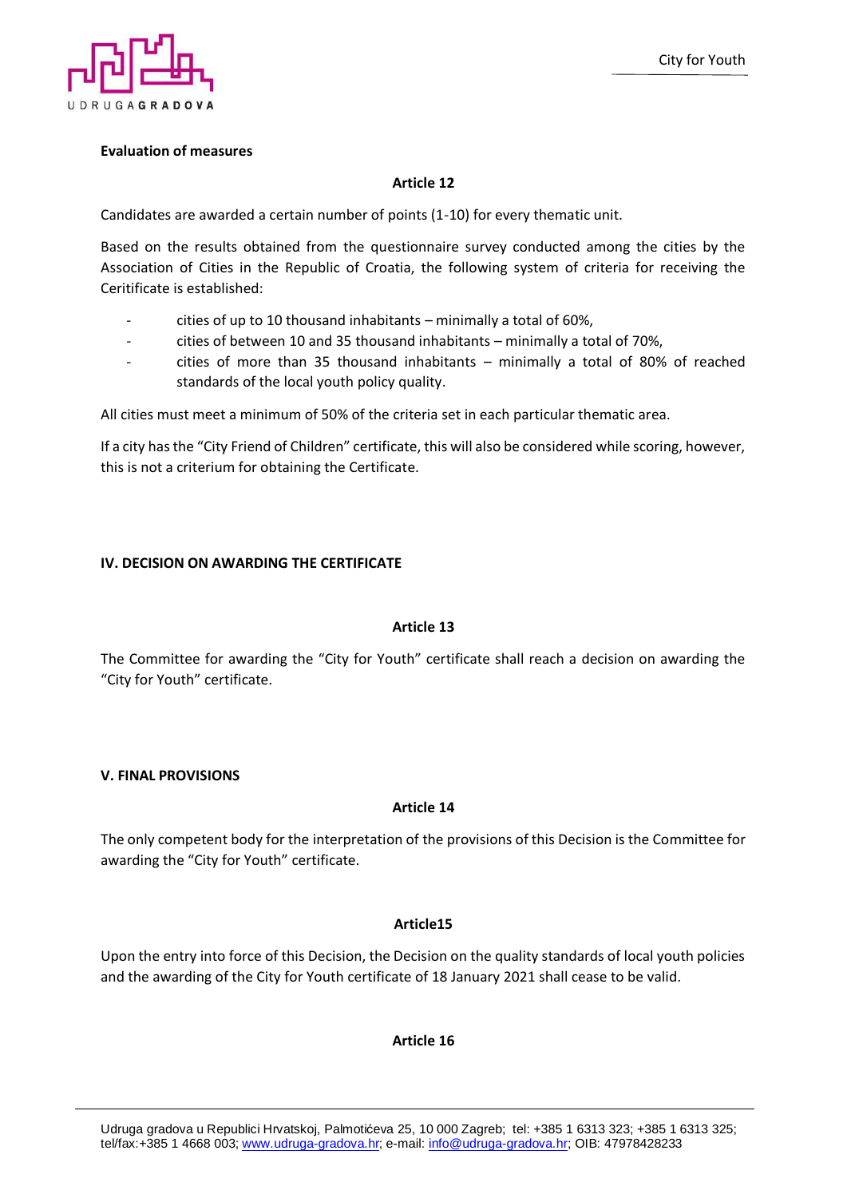**Evaluation of measures**

**Article 12**

Candidates are awarded a certain number of points (1-10) for every thematic unit.

Based on the results obtained from the questionnaire survey conducted among the cities by the Association of Cities in the Republic of Croatia, the following system of criteria for receiving the Ceritificate is established:

- cities of up to 10 thousand inhabitants – minimally a total of 60%,
- cities of between 10 and 35 thousand inhabitants – minimally a total of 70%,
- cities of more than 35 thousand inhabitants – minimally a total of 80% of reached standards of the local youth policy quality.

All cities must meet a minimum of 50% of the criteria set in each particular thematic area.

If a city has the "City Friend of Children" certificate, this will also be considered while scoring, however, this is not a criterium for obtaining the Certificate.

## IV. DECISION ON AWARDING THE CERTIFICATE

**Article 13**

The Committee for awarding the "City for Youth" certificate shall reach a decision on awarding the "City for Youth" certificate.

## V. FINAL PROVISIONS

**Article 14**

The only competent body for the interpretation of the provisions of this Decision is the Committee for awarding the "City for Youth" certificate.

**Article15**

Upon the entry into force of this Decision, the Decision on the quality standards of local youth policies and the awarding of the City for Youth certificate of 18 January 2021 shall cease to be valid.

**Article 16**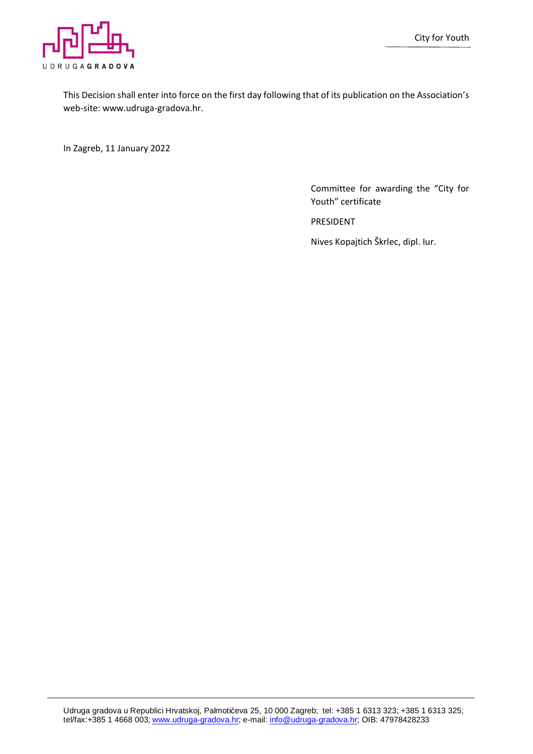This Decision shall enter into force on the first day following that of its publication on the Association's web-site: www.udruga-gradova.hr.

In Zagreb, 11 January 2022

Committee for awarding the "City for Youth" certificate

PRESIDENT

Nives Kopajtich Škrlec, dipl. Iur.